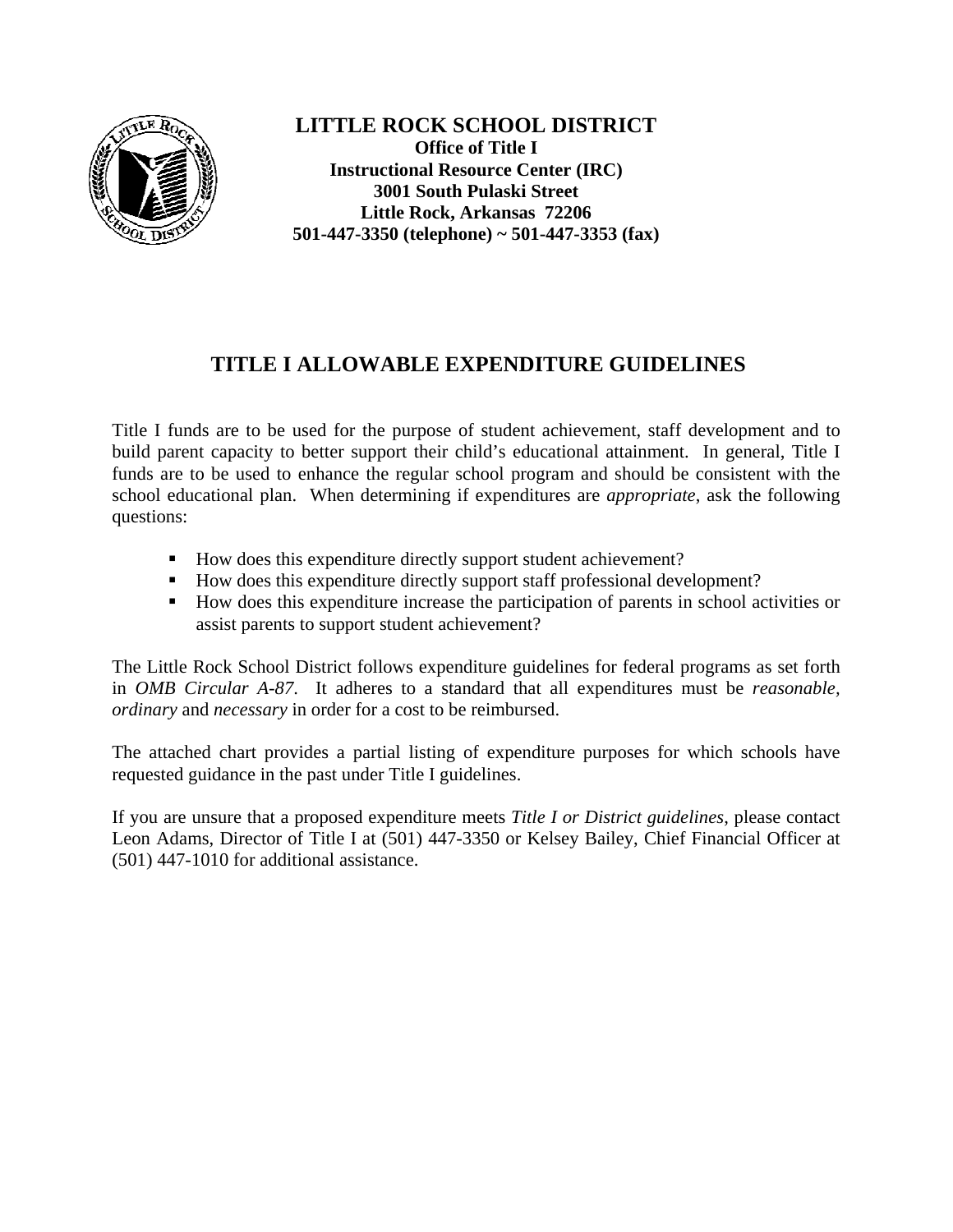**LITTLE ROCK SCHOOL DISTRICT**
**Office of Title I**
**Instructional Resource Center (IRC)**
**3001 South Pulaski Street**
**Little Rock, Arkansas 72206**
**501-447-3350 (telephone) ~ 501-447-3353 (fax)**

# TITLE I ALLOWABLE EXPENDITURE GUIDELINES

Title I funds are to be used for the purpose of student achievement, staff development and to build parent capacity to better support their child's educational attainment. In general, Title I funds are to be used to enhance the regular school program and should be consistent with the school educational plan. When determining if expenditures are *appropriate*, ask the following questions:

- How does this expenditure directly support student achievement?
- How does this expenditure directly support staff professional development?
- How does this expenditure increase the participation of parents in school activities or assist parents to support student achievement?

The Little Rock School District follows expenditure guidelines for federal programs as set forth in *OMB Circular A-87*. It adheres to a standard that all expenditures must be *reasonable, ordinary* and *necessary* in order for a cost to be reimbursed.

The attached chart provides a partial listing of expenditure purposes for which schools have requested guidance in the past under Title I guidelines.

If you are unsure that a proposed expenditure meets *Title I or District guidelines*, please contact Leon Adams, Director of Title I at (501) 447-3350 or Kelsey Bailey, Chief Financial Officer at (501) 447-1010 for additional assistance.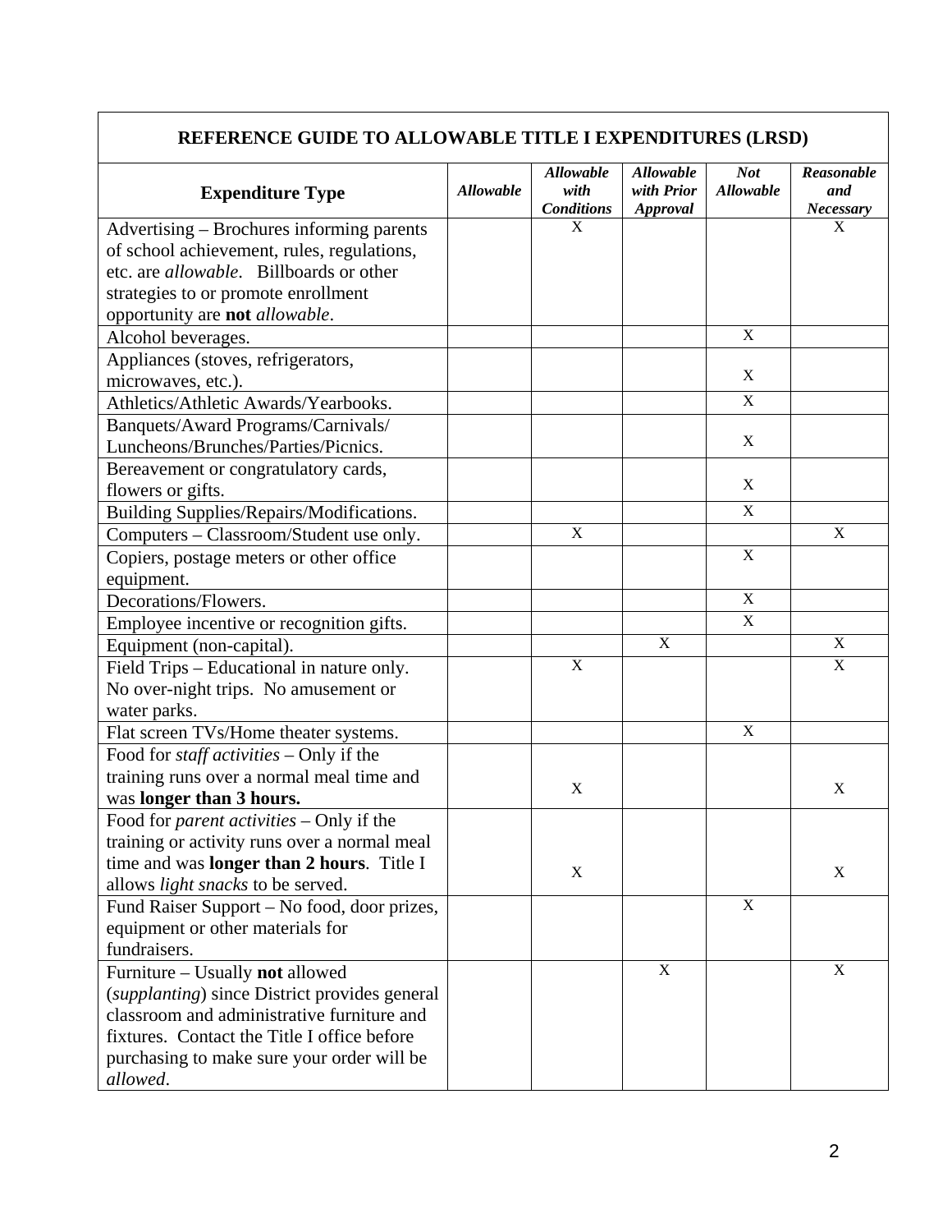| REFERENCE GUIDE TO ALLOWABLE TITLE I EXPENDITURES (LRSD) | | | | | |
|---|---|---|---|---|---|
| **Expenditure Type** | ***Allowable*** | ***Allowable with Conditions*** | ***Allowable with Prior Approval*** | ***Not Allowable*** | ***Reasonable and Necessary*** |
| Advertising – Brochures informing parents of school achievement, rules, regulations, etc. are *allowable*. Billboards or other strategies to or promote enrollment opportunity are **not** *allowable*. | | X | | | X |
| Alcohol beverages. | | | | X | |
| Appliances (stoves, refrigerators, microwaves, etc.). | | | | X | |
| Athletics/Athletic Awards/Yearbooks. | | | | X | |
| Banquets/Award Programs/Carnivals/ Luncheons/Brunches/Parties/Picnics. | | | | X | |
| Bereavement or congratulatory cards, flowers or gifts. | | | | X | |
| Building Supplies/Repairs/Modifications. | | | | X | |
| Computers – Classroom/Student use only. | | X | | | X |
| Copiers, postage meters or other office equipment. | | | | X | |
| Decorations/Flowers. | | | | X | |
| Employee incentive or recognition gifts. | | | | X | |
| Equipment (non-capital). | | | X | | X |
| Field Trips – Educational in nature only. No over-night trips. No amusement or water parks. | | X | | | X |
| Flat screen TVs/Home theater systems. | | | | X | |
| Food for *staff activities* – Only if the training runs over a normal meal time and was **longer than 3 hours.** | | X | | | X |
| Food for *parent activities* – Only if the training or activity runs over a normal meal time and was **longer than 2 hours**. Title I allows *light snacks* to be served. | | X | | | X |
| Fund Raiser Support – No food, door prizes, equipment or other materials for fundraisers. | | | | X | |
| Furniture – Usually **not** allowed (*supplanting*) since District provides general classroom and administrative furniture and fixtures. Contact the Title I office before purchasing to make sure your order will be *allowed*. | | | X | | X |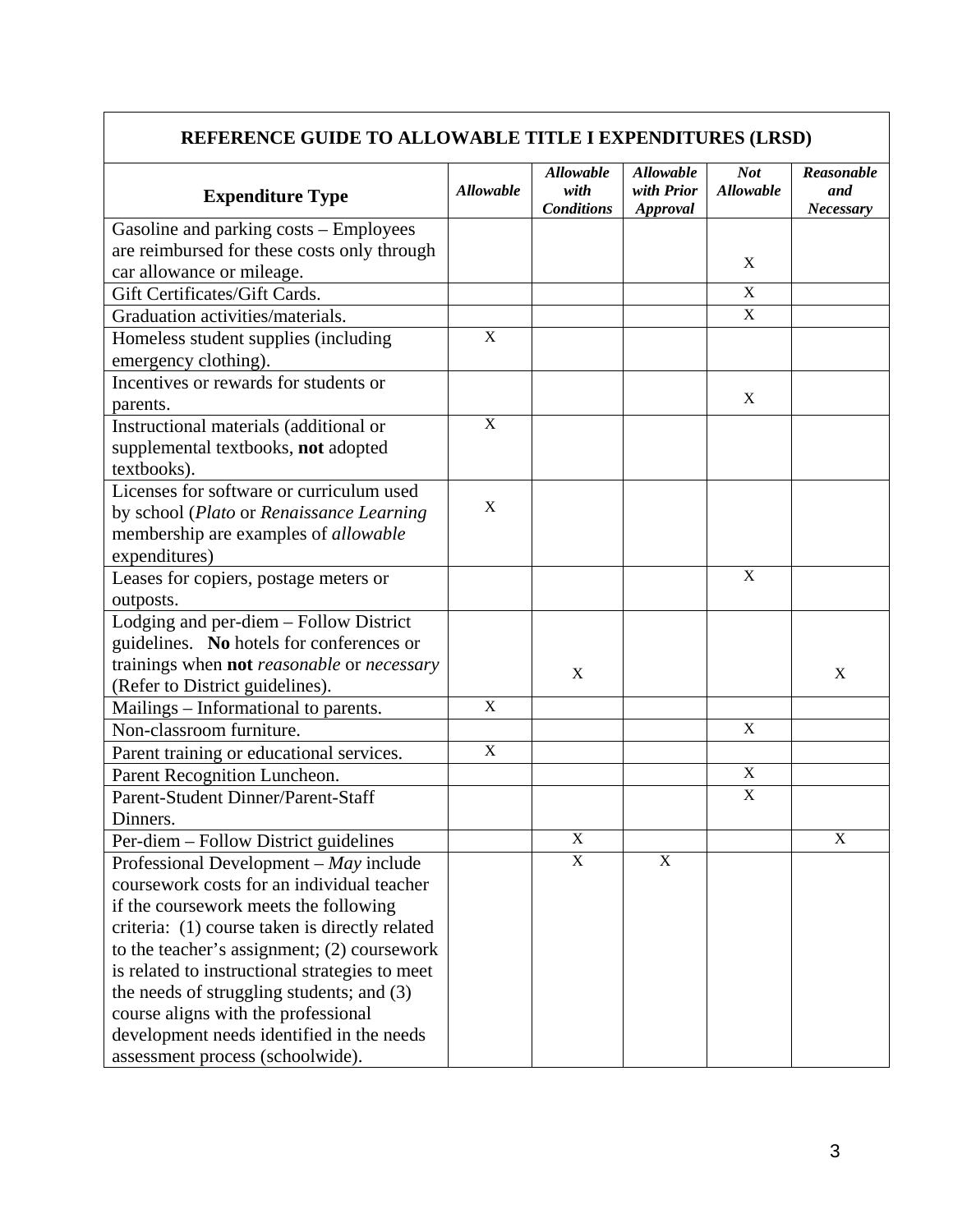| REFERENCE GUIDE TO ALLOWABLE TITLE I EXPENDITURES (LRSD) | | | | | |
|---|---|---|---|---|---|
| **Expenditure Type** | ***Allowable*** | ***Allowable with Conditions*** | ***Allowable with Prior Approval*** | ***Not Allowable*** | ***Reasonable and Necessary*** |
| Gasoline and parking costs – Employees are reimbursed for these costs only through car allowance or mileage. | | | | X | |
| Gift Certificates/Gift Cards. | | | | X | |
| Graduation activities/materials. | | | | X | |
| Homeless student supplies (including emergency clothing). | X | | | | |
| Incentives or rewards for students or parents. | | | | X | |
| Instructional materials (additional or supplemental textbooks, **not** adopted textbooks). | X | | | | |
| Licenses for software or curriculum used by school (*Plato* or *Renaissance Learning* membership are examples of *allowable* expenditures) | X | | | | |
| Leases for copiers, postage meters or outposts. | | | | X | |
| Lodging and per-diem – Follow District guidelines. **No** hotels for conferences or trainings when **not** *reasonable* or *necessary* (Refer to District guidelines). | | X | | | X |
| Mailings – Informational to parents. | X | | | | |
| Non-classroom furniture. | | | | X | |
| Parent training or educational services. | X | | | | |
| Parent Recognition Luncheon. | | | | X | |
| Parent-Student Dinner/Parent-Staff Dinners. | | | | X | |
| Per-diem – Follow District guidelines | | X | | | X |
| Professional Development – *May* include coursework costs for an individual teacher if the coursework meets the following criteria: (1) course taken is directly related to the teacher's assignment; (2) coursework is related to instructional strategies to meet the needs of struggling students; and (3) course aligns with the professional development needs identified in the needs assessment process (schoolwide). | | X | X | | |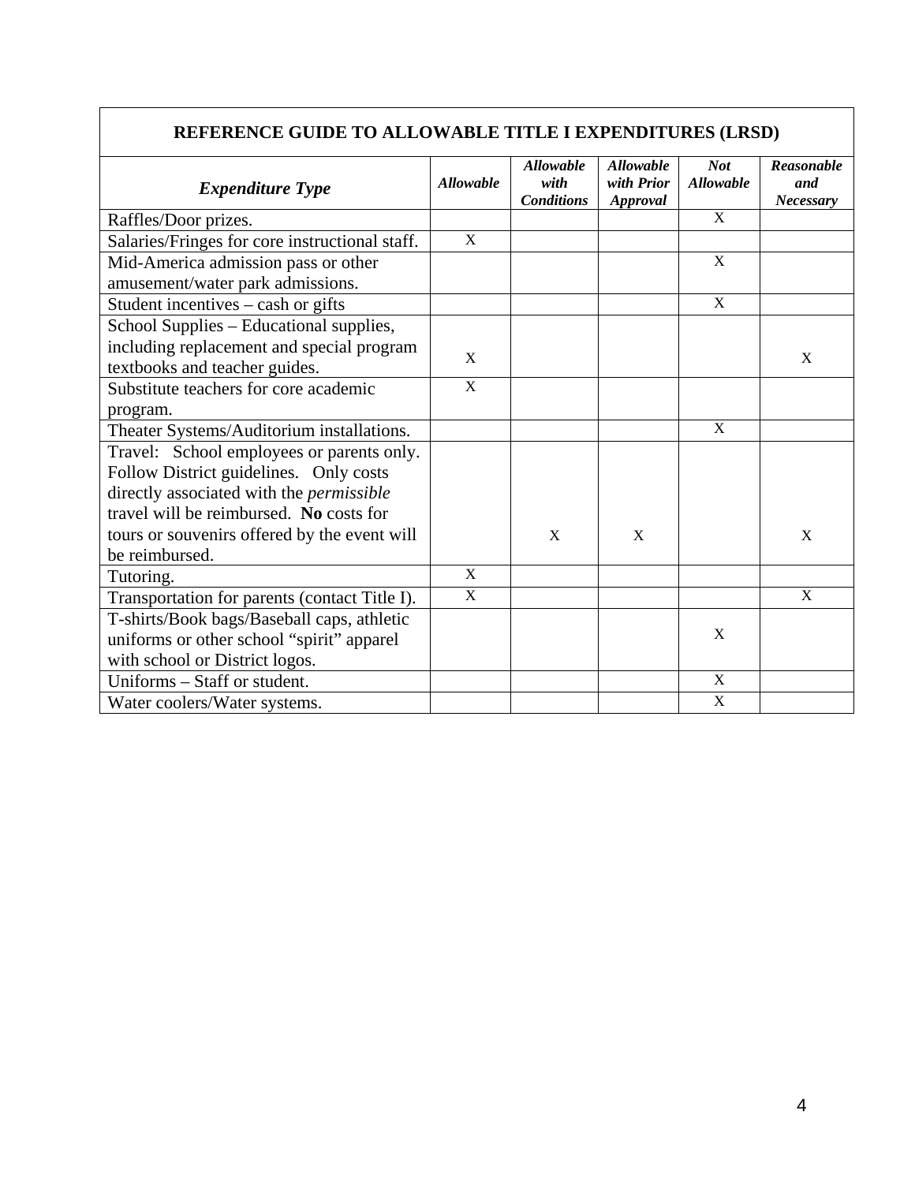| REFERENCE GUIDE TO ALLOWABLE TITLE I EXPENDITURES (LRSD) | | | | | |
|---|---|---|---|---|---|
| ***Expenditure Type*** | ***Allowable*** | ***Allowable with Conditions*** | ***Allowable with Prior Approval*** | ***Not Allowable*** | ***Reasonable and Necessary*** |
| Raffles/Door prizes. | | | | X | |
| Salaries/Fringes for core instructional staff. | X | | | | |
| Mid-America admission pass or other amusement/water park admissions. | | | | X | |
| Student incentives – cash or gifts | | | | X | |
| School Supplies – Educational supplies, including replacement and special program textbooks and teacher guides. | X | | | | X |
| Substitute teachers for core academic program. | X | | | | |
| Theater Systems/Auditorium installations. | | | | X | |
| Travel: School employees or parents only. Follow District guidelines. Only costs directly associated with the *permissible* travel will be reimbursed. **No** costs for tours or souvenirs offered by the event will be reimbursed. | | X | X | | X |
| Tutoring. | X | | | | |
| Transportation for parents (contact Title I). | X | | | | X |
| T-shirts/Book bags/Baseball caps, athletic uniforms or other school "spirit" apparel with school or District logos. | | | | X | |
| Uniforms – Staff or student. | | | | X | |
| Water coolers/Water systems. | | | | X | |